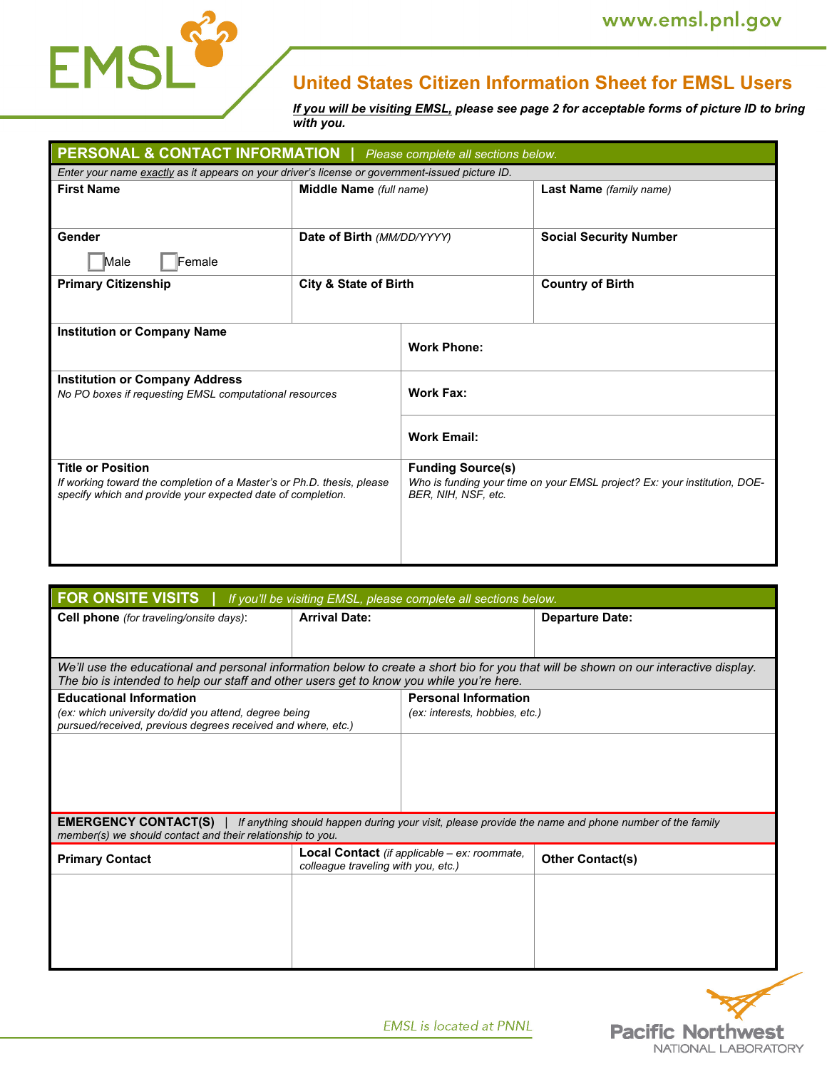EMSL

www.emsl.pnl.gov

# United States Citizen Information Sheet for EMSL Users

***If you will be visiting EMSL,** please see page 2 for acceptable forms of picture ID to bring with you.*

## PERSONAL & CONTACT INFORMATION | *Please complete all sections below.*

*Enter your name exactly as it appears on your driver's license or government-issued picture ID.*

| **First Name** | **Middle Name** *(full name)* | **Last Name** *(family name)* |
|---|---|---|
| | | |
| **Gender** ☐ Male ☐ Female | **Date of Birth** *(MM/DD/YYYY)* | **Social Security Number** |
| **Primary Citizenship** | **City & State of Birth** | **Country of Birth** |

| | |
|---|---|
| **Institution or Company Name** | **Work Phone:** |
| **Institution or Company Address** *No PO boxes if requesting EMSL computational resources* | **Work Fax:** |
| | **Work Email:** |
| **Title or Position** *If working toward the completion of a Master's or Ph.D. thesis, please specify which and provide your expected date of completion.* | **Funding Source(s)** *Who is funding your time on your EMSL project? Ex: your institution, DOE-BER, NIH, NSF, etc.* |

## FOR ONSITE VISITS | *If you'll be visiting EMSL, please complete all sections below.*

| **Cell phone** *(for traveling/onsite days)*: | **Arrival Date:** | **Departure Date:** |
|---|---|---|
| | | |

*We'll use the educational and personal information below to create a short bio for you that will be shown on our interactive display. The bio is intended to help our staff and other users get to know you while you're here.*

| **Educational Information** *(ex: which university do/did you attend, degree being pursued/received, previous degrees received and where, etc.)* | **Personal Information** *(ex: interests, hobbies, etc.)* |
|---|---|
| | |

**EMERGENCY CONTACT(S)** | *If anything should happen during your visit, please provide the name and phone number of the family member(s) we should contact and their relationship to you.*

| **Primary Contact** | **Local Contact** *(if applicable – ex: roommate, colleague traveling with you, etc.)* | **Other Contact(s)** |
|---|---|---|
| | | |

*EMSL is located at PNNL*

Pacific Northwest NATIONAL LABORATORY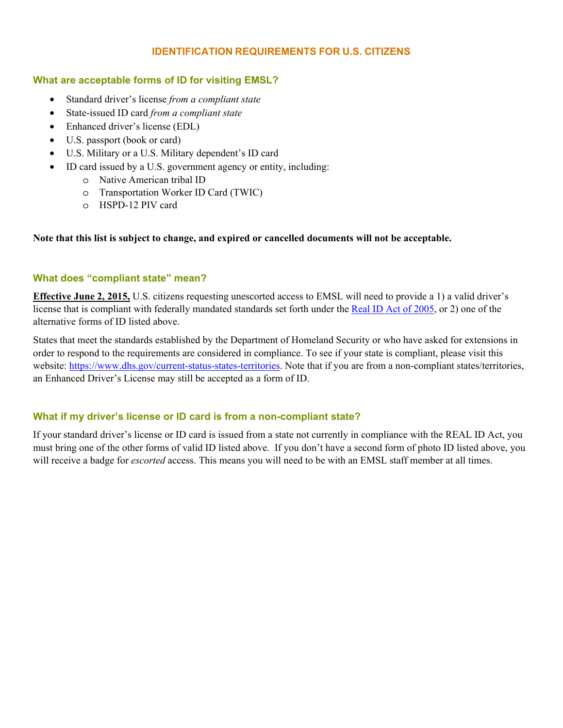# IDENTIFICATION REQUIREMENTS FOR U.S. CITIZENS

## What are acceptable forms of ID for visiting EMSL?

- Standard driver's license *from a compliant state*
- State-issued ID card *from a compliant state*
- Enhanced driver's license (EDL)
- U.S. passport (book or card)
- U.S. Military or a U.S. Military dependent's ID card
- ID card issued by a U.S. government agency or entity, including:
    - Native American tribal ID
    - Transportation Worker ID Card (TWIC)
    - HSPD-12 PIV card

**Note that this list is subject to change, and expired or cancelled documents will not be acceptable.**

## What does "compliant state" mean?

**Effective June 2, 2015,** U.S. citizens requesting unescorted access to EMSL will need to provide a 1) a valid driver's license that is compliant with federally mandated standards set forth under the [Real ID Act of 2005](), or 2) one of the alternative forms of ID listed above.

States that meet the standards established by the Department of Homeland Security or who have asked for extensions in order to respond to the requirements are considered in compliance. To see if your state is compliant, please visit this website: [https://www.dhs.gov/current-status-states-territories](https://www.dhs.gov/current-status-states-territories). Note that if you are from a non-compliant states/territories, an Enhanced Driver's License may still be accepted as a form of ID.

## What if my driver's license or ID card is from a non-compliant state?

If your standard driver's license or ID card is issued from a state not currently in compliance with the REAL ID Act, you must bring one of the other forms of valid ID listed above. If you don't have a second form of photo ID listed above, you will receive a badge for *escorted* access. This means you will need to be with an EMSL staff member at all times.